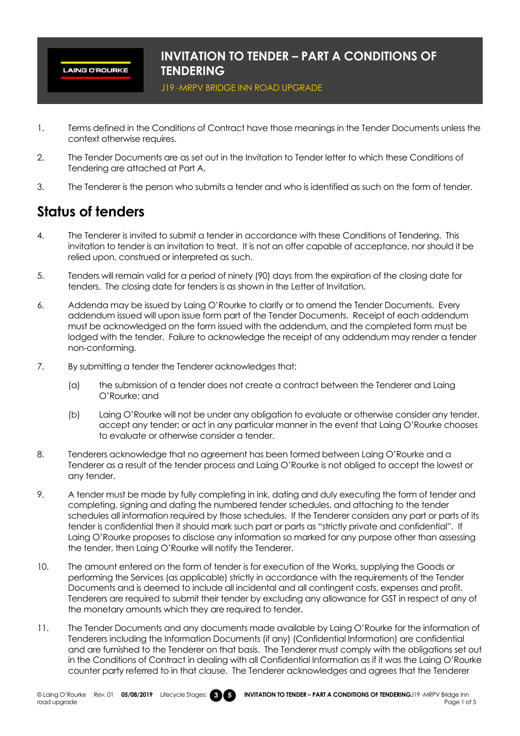# INVITATION TO TENDER – PART A CONDITIONS OF TENDERING

J19 -MRPV BRIDGE INN ROAD UPGRADE

1. Terms defined in the Conditions of Contract have those meanings in the Tender Documents unless the context otherwise requires.

2. The Tender Documents are as set out in the Invitation to Tender letter to which these Conditions of Tendering are attached at Part A.

3. The Tenderer is the person who submits a tender and who is identified as such on the form of tender.

## Status of tenders

4. The Tenderer is invited to submit a tender in accordance with these Conditions of Tendering. This invitation to tender is an invitation to treat. It is not an offer capable of acceptance, nor should it be relied upon, construed or interpreted as such.

5. Tenders will remain valid for a period of ninety (90) days from the expiration of the closing date for tenders. The closing date for tenders is as shown in the Letter of Invitation.

6. Addenda may be issued by Laing O'Rourke to clarify or to amend the Tender Documents. Every addendum issued will upon issue form part of the Tender Documents. Receipt of each addendum must be acknowledged on the form issued with the addendum, and the completed form must be lodged with the tender. Failure to acknowledge the receipt of any addendum may render a tender non-conforming.

7. By submitting a tender the Tenderer acknowledges that:

   (a) the submission of a tender does not create a contract between the Tenderer and Laing O'Rourke; and

   (b) Laing O'Rourke will not be under any obligation to evaluate or otherwise consider any tender, accept any tender; or act in any particular manner in the event that Laing O'Rourke chooses to evaluate or otherwise consider a tender.

8. Tenderers acknowledge that no agreement has been formed between Laing O'Rourke and a Tenderer as a result of the tender process and Laing O'Rourke is not obliged to accept the lowest or any tender.

9. A tender must be made by fully completing in ink, dating and duly executing the form of tender and completing, signing and dating the numbered tender schedules, and attaching to the tender schedules all information required by those schedules. If the Tenderer considers any part or parts of its tender is confidential then it should mark such part or parts as "strictly private and confidential". If Laing O'Rourke proposes to disclose any information so marked for any purpose other than assessing the tender, then Laing O'Rourke will notify the Tenderer.

10. The amount entered on the form of tender is for execution of the Works, supplying the Goods or performing the Services (as applicable) strictly in accordance with the requirements of the Tender Documents and is deemed to include all incidental and all contingent costs, expenses and profit. Tenderers are required to submit their tender by excluding any allowance for GST in respect of any of the monetary amounts which they are required to tender.

11. The Tender Documents and any documents made available by Laing O'Rourke for the information of Tenderers including the Information Documents (if any) (Confidential Information) are confidential and are furnished to the Tenderer on that basis. The Tenderer must comply with the obligations set out in the Conditions of Contract in dealing with all Confidential Information as if it was the Laing O'Rourke counter party referred to in that clause. The Tenderer acknowledges and agrees that the Tenderer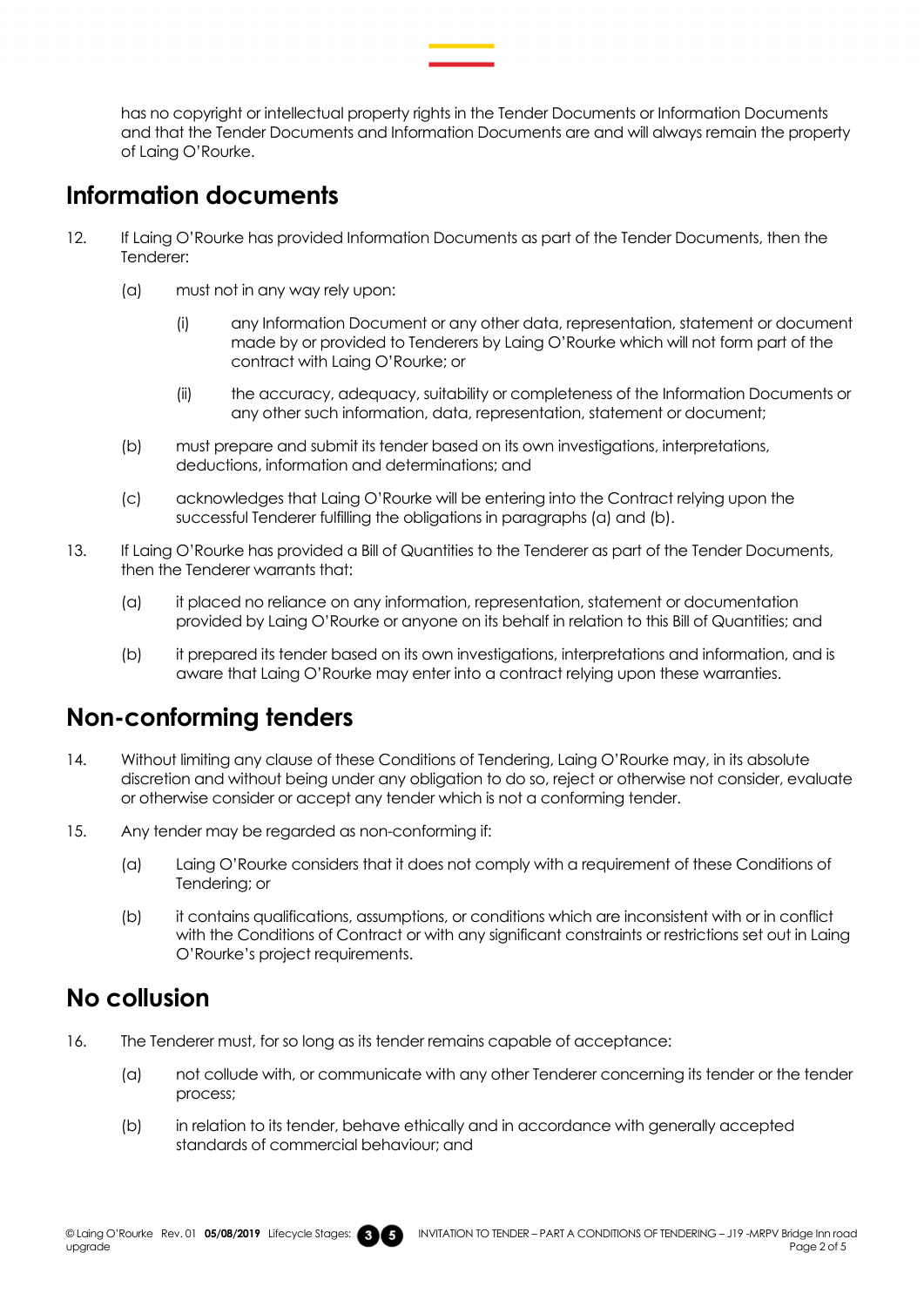has no copyright or intellectual property rights in the Tender Documents or Information Documents and that the Tender Documents and Information Documents are and will always remain the property of Laing O'Rourke.

## Information documents

12. If Laing O'Rourke has provided Information Documents as part of the Tender Documents, then the Tenderer:

    (a) must not in any way rely upon:

        (i) any Information Document or any other data, representation, statement or document made by or provided to Tenderers by Laing O'Rourke which will not form part of the contract with Laing O'Rourke; or

        (ii) the accuracy, adequacy, suitability or completeness of the Information Documents or any other such information, data, representation, statement or document;

    (b) must prepare and submit its tender based on its own investigations, interpretations, deductions, information and determinations; and

    (c) acknowledges that Laing O'Rourke will be entering into the Contract relying upon the successful Tenderer fulfilling the obligations in paragraphs (a) and (b).

13. If Laing O'Rourke has provided a Bill of Quantities to the Tenderer as part of the Tender Documents, then the Tenderer warrants that:

    (a) it placed no reliance on any information, representation, statement or documentation provided by Laing O'Rourke or anyone on its behalf in relation to this Bill of Quantities; and

    (b) it prepared its tender based on its own investigations, interpretations and information, and is aware that Laing O'Rourke may enter into a contract relying upon these warranties.

## Non-conforming tenders

14. Without limiting any clause of these Conditions of Tendering, Laing O'Rourke may, in its absolute discretion and without being under any obligation to do so, reject or otherwise not consider, evaluate or otherwise consider or accept any tender which is not a conforming tender.

15. Any tender may be regarded as non-conforming if:

    (a) Laing O'Rourke considers that it does not comply with a requirement of these Conditions of Tendering; or

    (b) it contains qualifications, assumptions, or conditions which are inconsistent with or in conflict with the Conditions of Contract or with any significant constraints or restrictions set out in Laing O'Rourke's project requirements.

## No collusion

16. The Tenderer must, for so long as its tender remains capable of acceptance:

    (a) not collude with, or communicate with any other Tenderer concerning its tender or the tender process;

    (b) in relation to its tender, behave ethically and in accordance with generally accepted standards of commercial behaviour; and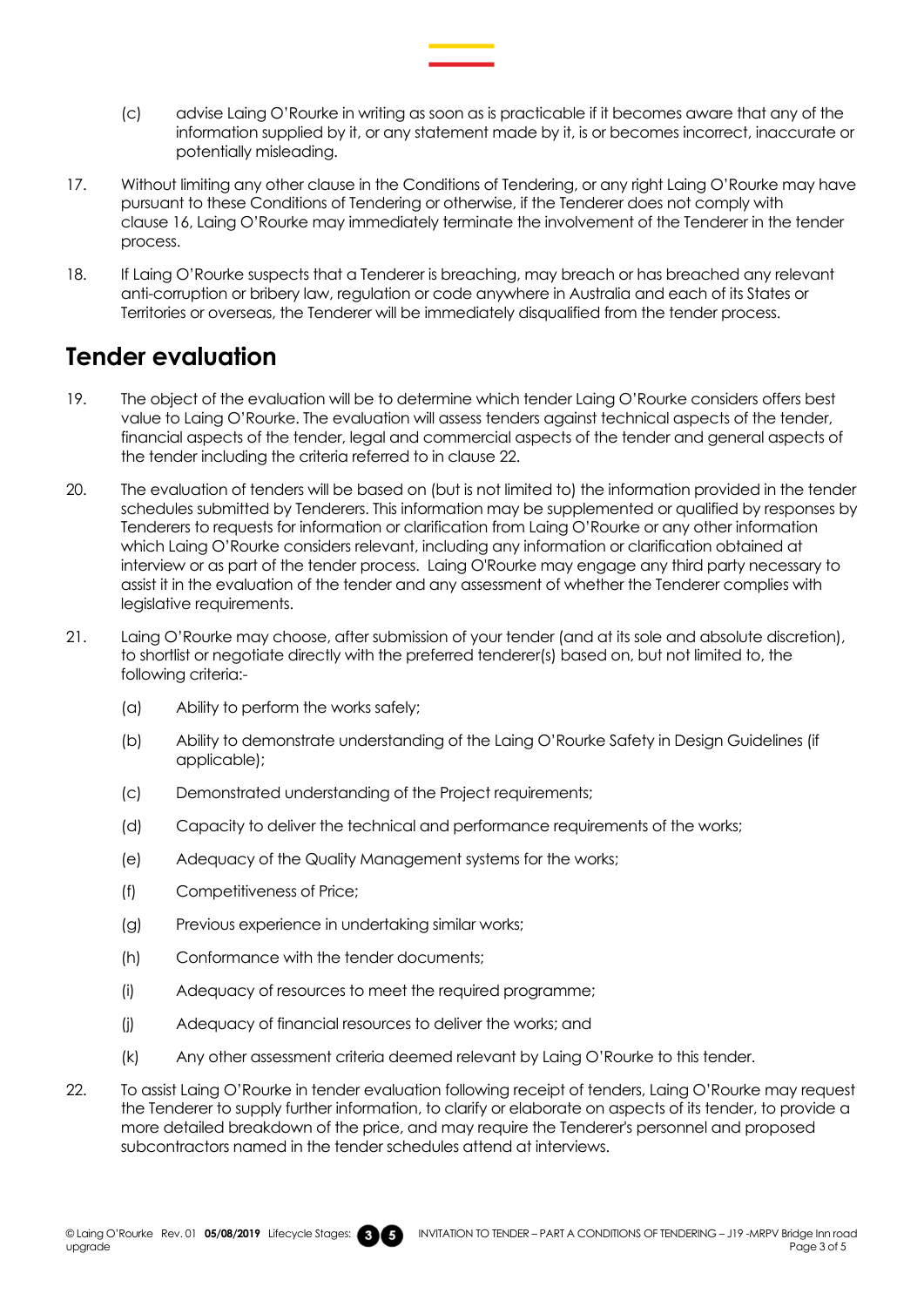(c) advise Laing O'Rourke in writing as soon as is practicable if it becomes aware that any of the information supplied by it, or any statement made by it, is or becomes incorrect, inaccurate or potentially misleading.

17. Without limiting any other clause in the Conditions of Tendering, or any right Laing O'Rourke may have pursuant to these Conditions of Tendering or otherwise, if the Tenderer does not comply with clause 16, Laing O'Rourke may immediately terminate the involvement of the Tenderer in the tender process.

18. If Laing O'Rourke suspects that a Tenderer is breaching, may breach or has breached any relevant anti-corruption or bribery law, regulation or code anywhere in Australia and each of its States or Territories or overseas, the Tenderer will be immediately disqualified from the tender process.

## Tender evaluation

19. The object of the evaluation will be to determine which tender Laing O'Rourke considers offers best value to Laing O'Rourke. The evaluation will assess tenders against technical aspects of the tender, financial aspects of the tender, legal and commercial aspects of the tender and general aspects of the tender including the criteria referred to in clause 22.

20. The evaluation of tenders will be based on (but is not limited to) the information provided in the tender schedules submitted by Tenderers. This information may be supplemented or qualified by responses by Tenderers to requests for information or clarification from Laing O'Rourke or any other information which Laing O'Rourke considers relevant, including any information or clarification obtained at interview or as part of the tender process. Laing O'Rourke may engage any third party necessary to assist it in the evaluation of the tender and any assessment of whether the Tenderer complies with legislative requirements.

21. Laing O'Rourke may choose, after submission of your tender (and at its sole and absolute discretion), to shortlist or negotiate directly with the preferred tenderer(s) based on, but not limited to, the following criteria:-

    (a) Ability to perform the works safely;

    (b) Ability to demonstrate understanding of the Laing O'Rourke Safety in Design Guidelines (if applicable);

    (c) Demonstrated understanding of the Project requirements;

    (d) Capacity to deliver the technical and performance requirements of the works;

    (e) Adequacy of the Quality Management systems for the works;

    (f) Competitiveness of Price;

    (g) Previous experience in undertaking similar works;

    (h) Conformance with the tender documents;

    (i) Adequacy of resources to meet the required programme;

    (j) Adequacy of financial resources to deliver the works; and

    (k) Any other assessment criteria deemed relevant by Laing O'Rourke to this tender.

22. To assist Laing O'Rourke in tender evaluation following receipt of tenders, Laing O'Rourke may request the Tenderer to supply further information, to clarify or elaborate on aspects of its tender, to provide a more detailed breakdown of the price, and may require the Tenderer's personnel and proposed subcontractors named in the tender schedules attend at interviews.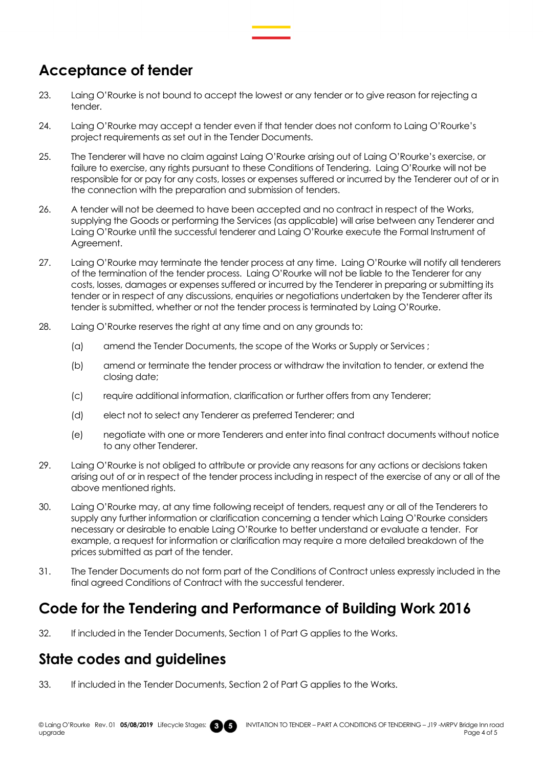## Acceptance of tender

23. Laing O'Rourke is not bound to accept the lowest or any tender or to give reason for rejecting a tender.

24. Laing O'Rourke may accept a tender even if that tender does not conform to Laing O'Rourke's project requirements as set out in the Tender Documents.

25. The Tenderer will have no claim against Laing O'Rourke arising out of Laing O'Rourke's exercise, or failure to exercise, any rights pursuant to these Conditions of Tendering. Laing O'Rourke will not be responsible for or pay for any costs, losses or expenses suffered or incurred by the Tenderer out of or in the connection with the preparation and submission of tenders.

26. A tender will not be deemed to have been accepted and no contract in respect of the Works, supplying the Goods or performing the Services (as applicable) will arise between any Tenderer and Laing O'Rourke until the successful tenderer and Laing O'Rourke execute the Formal Instrument of Agreement.

27. Laing O'Rourke may terminate the tender process at any time. Laing O'Rourke will notify all tenderers of the termination of the tender process. Laing O'Rourke will not be liable to the Tenderer for any costs, losses, damages or expenses suffered or incurred by the Tenderer in preparing or submitting its tender or in respect of any discussions, enquiries or negotiations undertaken by the Tenderer after its tender is submitted, whether or not the tender process is terminated by Laing O'Rourke.

28. Laing O'Rourke reserves the right at any time and on any grounds to:

    (a) amend the Tender Documents, the scope of the Works or Supply or Services ;

    (b) amend or terminate the tender process or withdraw the invitation to tender, or extend the closing date;

    (c) require additional information, clarification or further offers from any Tenderer;

    (d) elect not to select any Tenderer as preferred Tenderer; and

    (e) negotiate with one or more Tenderers and enter into final contract documents without notice to any other Tenderer.

29. Laing O'Rourke is not obliged to attribute or provide any reasons for any actions or decisions taken arising out of or in respect of the tender process including in respect of the exercise of any or all of the above mentioned rights.

30. Laing O'Rourke may, at any time following receipt of tenders, request any or all of the Tenderers to supply any further information or clarification concerning a tender which Laing O'Rourke considers necessary or desirable to enable Laing O'Rourke to better understand or evaluate a tender. For example, a request for information or clarification may require a more detailed breakdown of the prices submitted as part of the tender.

31. The Tender Documents do not form part of the Conditions of Contract unless expressly included in the final agreed Conditions of Contract with the successful tenderer.

## Code for the Tendering and Performance of Building Work 2016

32. If included in the Tender Documents, Section 1 of Part G applies to the Works.

## State codes and guidelines

33. If included in the Tender Documents, Section 2 of Part G applies to the Works.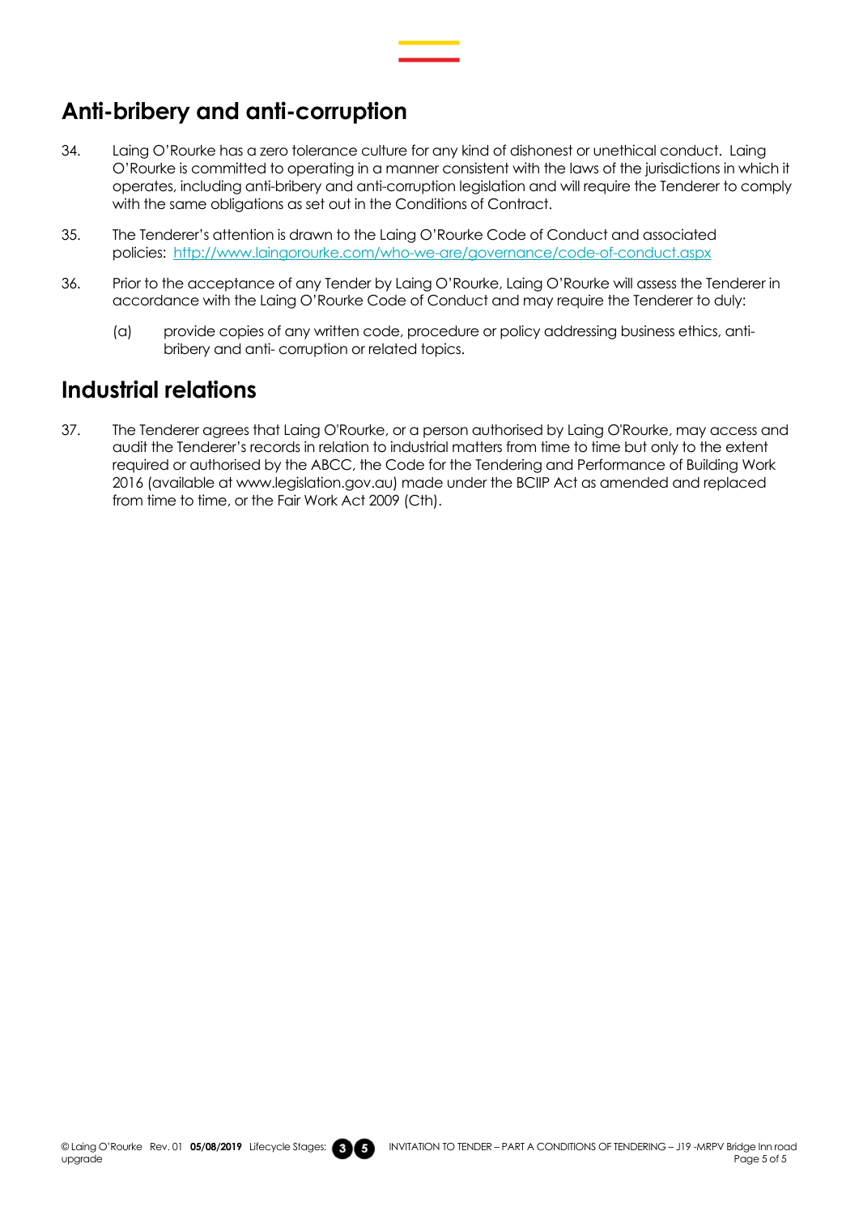## Anti-bribery and anti-corruption

34. Laing O'Rourke has a zero tolerance culture for any kind of dishonest or unethical conduct. Laing O'Rourke is committed to operating in a manner consistent with the laws of the jurisdictions in which it operates, including anti-bribery and anti-corruption legislation and will require the Tenderer to comply with the same obligations as set out in the Conditions of Contract.

35. The Tenderer's attention is drawn to the Laing O'Rourke Code of Conduct and associated policies: http://www.laingorourke.com/who-we-are/governance/code-of-conduct.aspx

36. Prior to the acceptance of any Tender by Laing O'Rourke, Laing O'Rourke will assess the Tenderer in accordance with the Laing O'Rourke Code of Conduct and may require the Tenderer to duly:

    (a) provide copies of any written code, procedure or policy addressing business ethics, anti-bribery and anti- corruption or related topics.

## Industrial relations

37. The Tenderer agrees that Laing O'Rourke, or a person authorised by Laing O'Rourke, may access and audit the Tenderer's records in relation to industrial matters from time to time but only to the extent required or authorised by the ABCC, the Code for the Tendering and Performance of Building Work 2016 (available at www.legislation.gov.au) made under the BCIIP Act as amended and replaced from time to time, or the Fair Work Act 2009 (Cth).